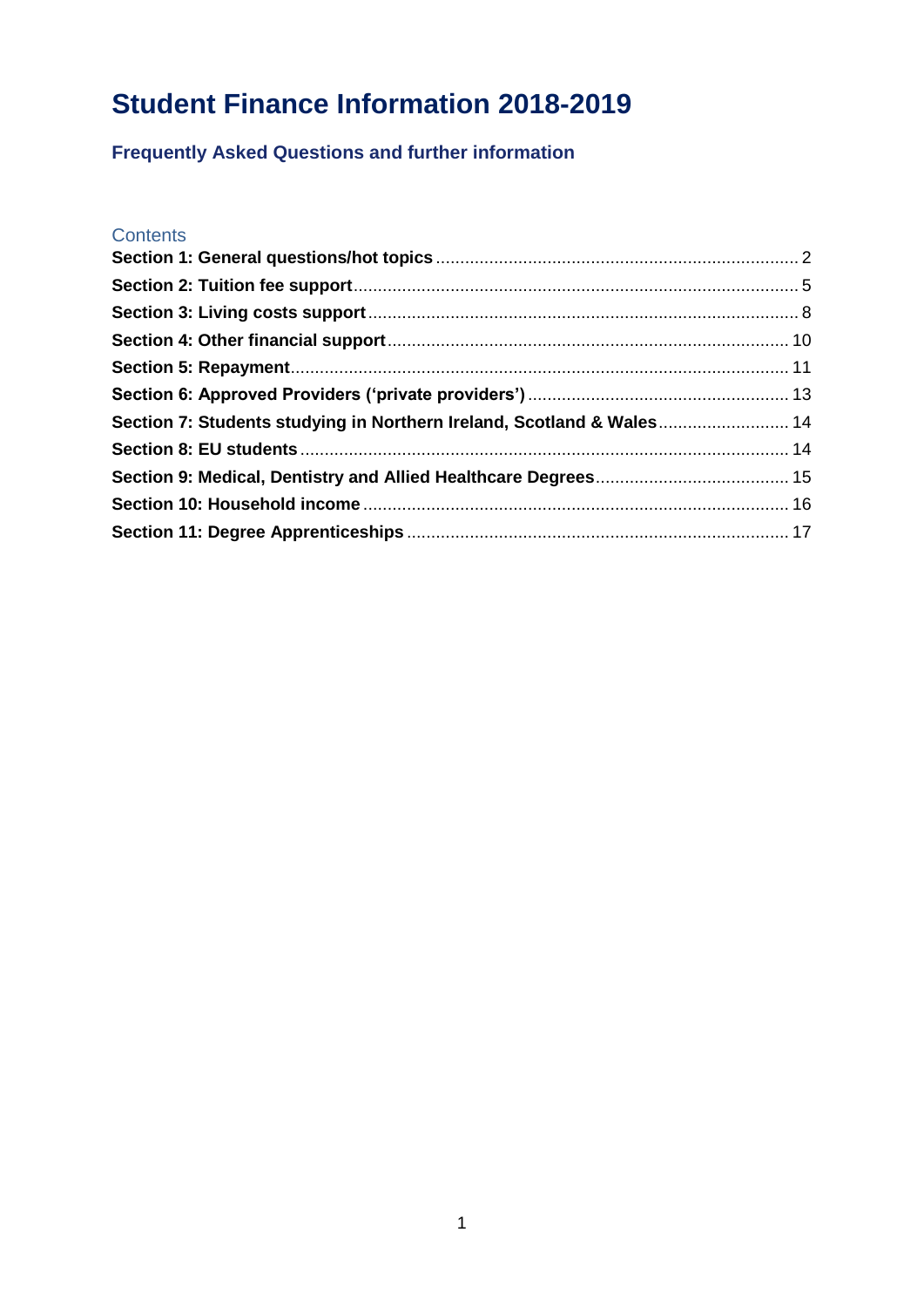# Student Finance Information 2018-2019

## Frequently Asked Questions and further information

### Contents

**Section 1: General questions/hot topics** .... 2
**Section 2: Tuition fee support** .... 5
**Section 3: Living costs support** .... 8
**Section 4: Other financial support** .... 10
**Section 5: Repayment** .... 11
**Section 6: Approved Providers ('private providers')** .... 13
**Section 7: Students studying in Northern Ireland, Scotland & Wales** .... 14
**Section 8: EU students** .... 14
**Section 9: Medical, Dentistry and Allied Healthcare Degrees** .... 15
**Section 10: Household income** .... 16
**Section 11: Degree Apprenticeships** .... 17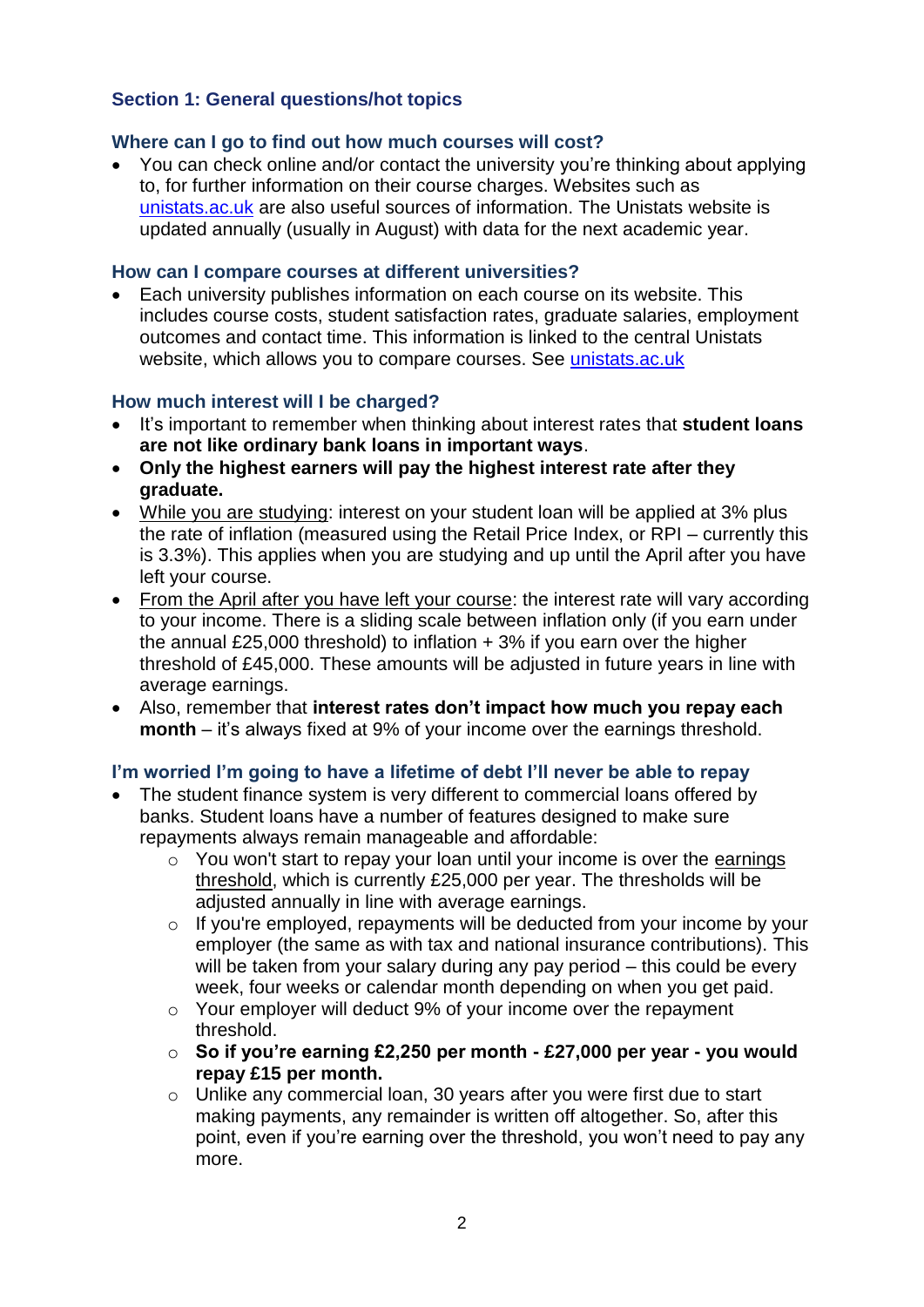## Section 1: General questions/hot topics

### Where can I go to find out how much courses will cost?

- You can check online and/or contact the university you're thinking about applying to, for further information on their course charges. Websites such as [unistats.ac.uk](unistats.ac.uk) are also useful sources of information. The Unistats website is updated annually (usually in August) with data for the next academic year.

### How can I compare courses at different universities?

- Each university publishes information on each course on its website. This includes course costs, student satisfaction rates, graduate salaries, employment outcomes and contact time. This information is linked to the central Unistats website, which allows you to compare courses. See [unistats.ac.uk](unistats.ac.uk)

### How much interest will I be charged?

- It's important to remember when thinking about interest rates that **student loans are not like ordinary bank loans in important ways**.
- **Only the highest earners will pay the highest interest rate after they graduate.**
- While you are studying: interest on your student loan will be applied at 3% plus the rate of inflation (measured using the Retail Price Index, or RPI – currently this is 3.3%). This applies when you are studying and up until the April after you have left your course.
- From the April after you have left your course: the interest rate will vary according to your income. There is a sliding scale between inflation only (if you earn under the annual £25,000 threshold) to inflation + 3% if you earn over the higher threshold of £45,000. These amounts will be adjusted in future years in line with average earnings.
- Also, remember that **interest rates don't impact how much you repay each month** – it's always fixed at 9% of your income over the earnings threshold.

### I'm worried I'm going to have a lifetime of debt I'll never be able to repay

- The student finance system is very different to commercial loans offered by banks. Student loans have a number of features designed to make sure repayments always remain manageable and affordable:
  - You won't start to repay your loan until your income is over the earnings threshold, which is currently £25,000 per year. The thresholds will be adjusted annually in line with average earnings.
  - If you're employed, repayments will be deducted from your income by your employer (the same as with tax and national insurance contributions). This will be taken from your salary during any pay period – this could be every week, four weeks or calendar month depending on when you get paid.
  - Your employer will deduct 9% of your income over the repayment threshold.
  - **So if you're earning £2,250 per month - £27,000 per year - you would repay £15 per month.**
  - Unlike any commercial loan, 30 years after you were first due to start making payments, any remainder is written off altogether. So, after this point, even if you're earning over the threshold, you won't need to pay any more.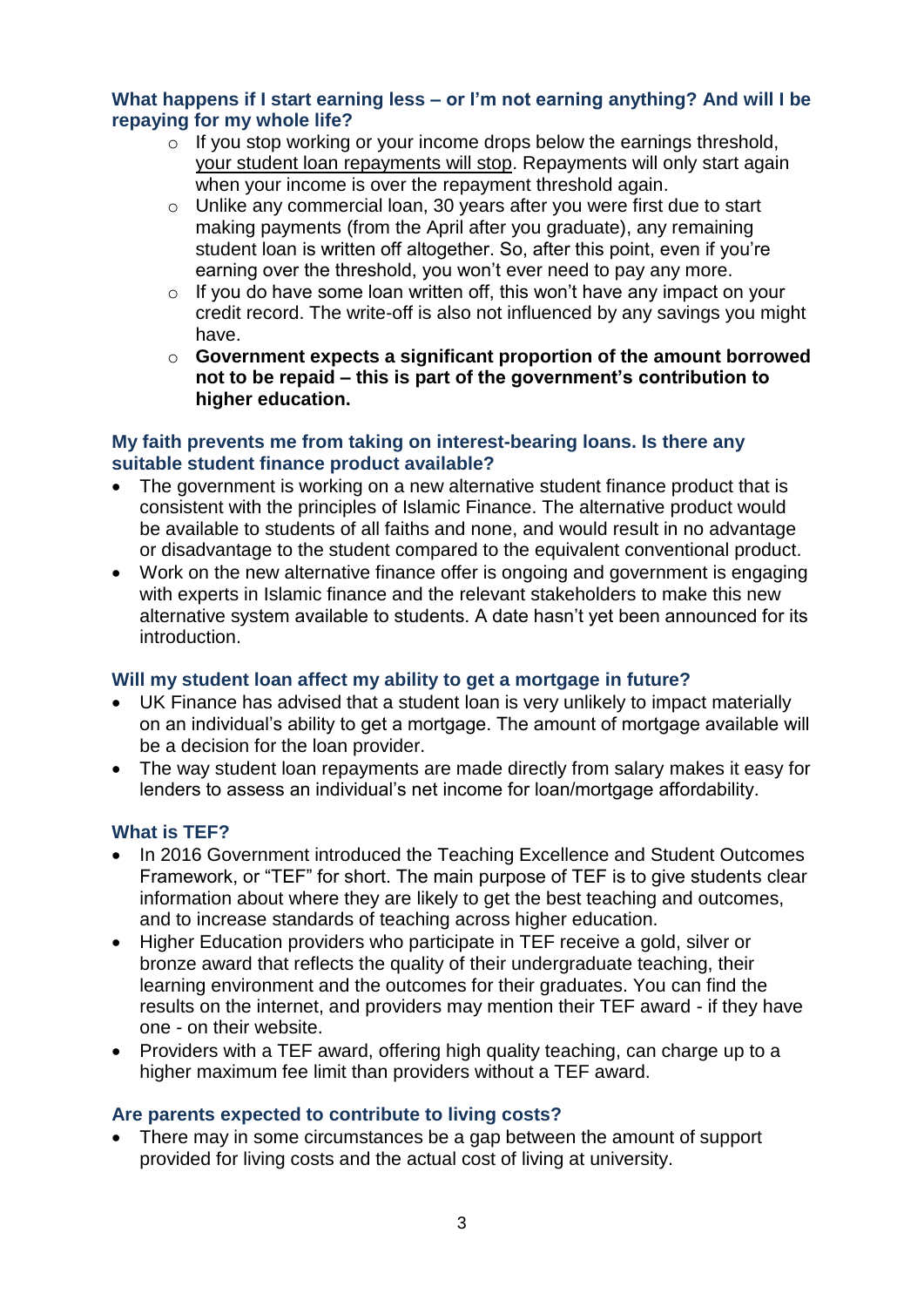### What happens if I start earning less – or I'm not earning anything? And will I be repaying for my whole life?

- If you stop working or your income drops below the earnings threshold, your student loan repayments will stop. Repayments will only start again when your income is over the repayment threshold again.
- Unlike any commercial loan, 30 years after you were first due to start making payments (from the April after you graduate), any remaining student loan is written off altogether. So, after this point, even if you're earning over the threshold, you won't ever need to pay any more.
- If you do have some loan written off, this won't have any impact on your credit record. The write-off is also not influenced by any savings you might have.
- **Government expects a significant proportion of the amount borrowed not to be repaid – this is part of the government's contribution to higher education.**

### My faith prevents me from taking on interest-bearing loans. Is there any suitable student finance product available?

- The government is working on a new alternative student finance product that is consistent with the principles of Islamic Finance. The alternative product would be available to students of all faiths and none, and would result in no advantage or disadvantage to the student compared to the equivalent conventional product.
- Work on the new alternative finance offer is ongoing and government is engaging with experts in Islamic finance and the relevant stakeholders to make this new alternative system available to students. A date hasn't yet been announced for its introduction.

### Will my student loan affect my ability to get a mortgage in future?

- UK Finance has advised that a student loan is very unlikely to impact materially on an individual's ability to get a mortgage. The amount of mortgage available will be a decision for the loan provider.
- The way student loan repayments are made directly from salary makes it easy for lenders to assess an individual's net income for loan/mortgage affordability.

### What is TEF?

- In 2016 Government introduced the Teaching Excellence and Student Outcomes Framework, or "TEF" for short. The main purpose of TEF is to give students clear information about where they are likely to get the best teaching and outcomes, and to increase standards of teaching across higher education.
- Higher Education providers who participate in TEF receive a gold, silver or bronze award that reflects the quality of their undergraduate teaching, their learning environment and the outcomes for their graduates. You can find the results on the internet, and providers may mention their TEF award - if they have one - on their website.
- Providers with a TEF award, offering high quality teaching, can charge up to a higher maximum fee limit than providers without a TEF award.

### Are parents expected to contribute to living costs?

- There may in some circumstances be a gap between the amount of support provided for living costs and the actual cost of living at university.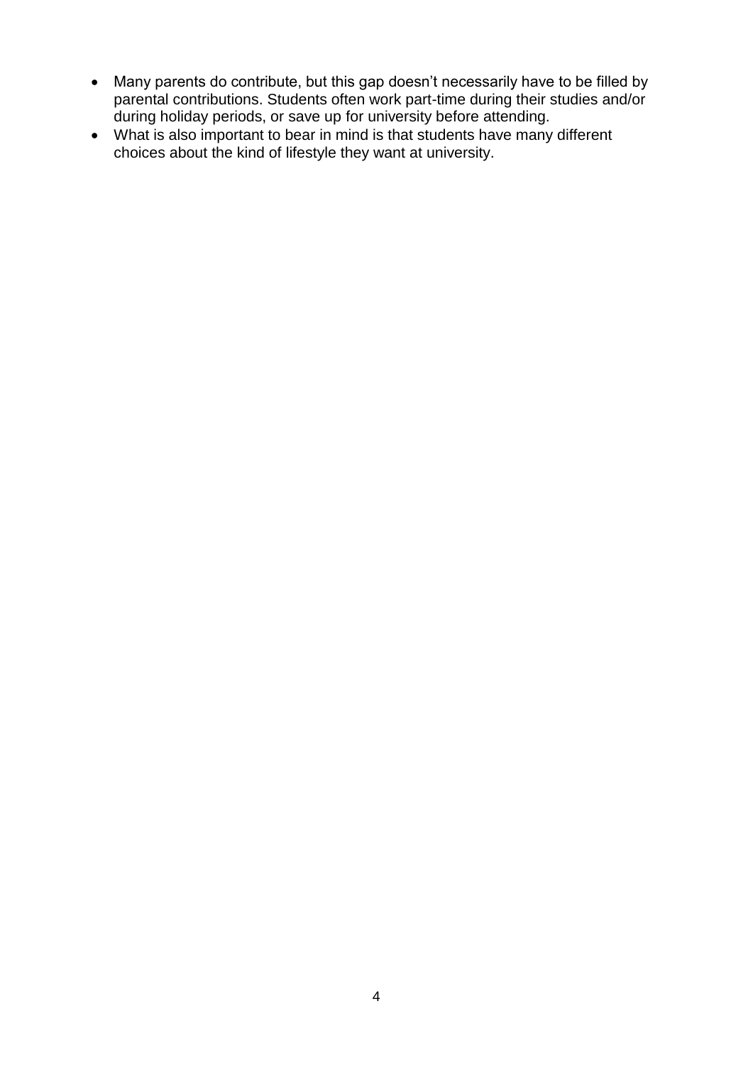- Many parents do contribute, but this gap doesn't necessarily have to be filled by parental contributions. Students often work part-time during their studies and/or during holiday periods, or save up for university before attending.
- What is also important to bear in mind is that students have many different choices about the kind of lifestyle they want at university.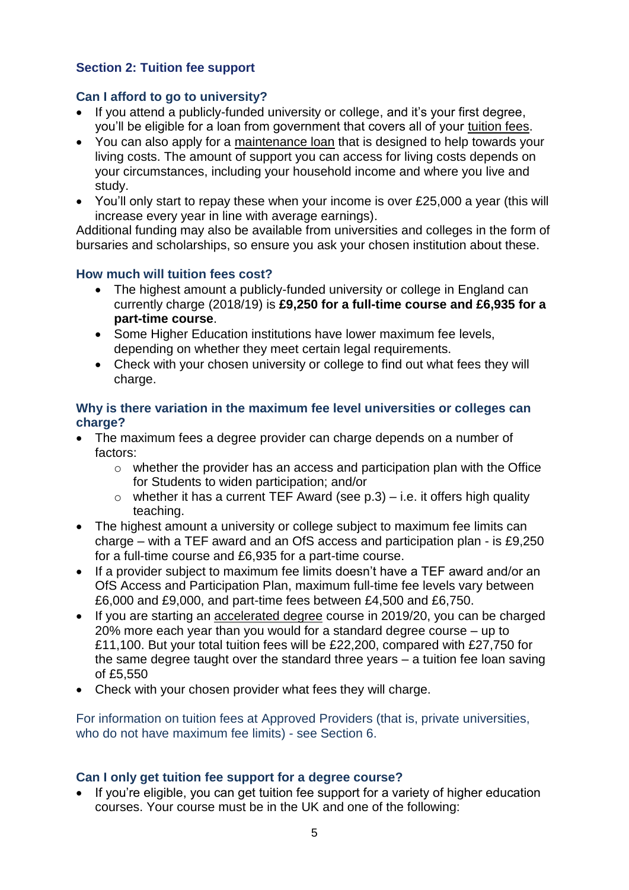## Section 2: Tuition fee support

### Can I afford to go to university?

- If you attend a publicly-funded university or college, and it's your first degree, you'll be eligible for a loan from government that covers all of your tuition fees.
- You can also apply for a maintenance loan that is designed to help towards your living costs. The amount of support you can access for living costs depends on your circumstances, including your household income and where you live and study.
- You'll only start to repay these when your income is over £25,000 a year (this will increase every year in line with average earnings).

Additional funding may also be available from universities and colleges in the form of bursaries and scholarships, so ensure you ask your chosen institution about these.

### How much will tuition fees cost?

- The highest amount a publicly-funded university or college in England can currently charge (2018/19) is **£9,250 for a full-time course and £6,935 for a part-time course**.
- Some Higher Education institutions have lower maximum fee levels, depending on whether they meet certain legal requirements.
- Check with your chosen university or college to find out what fees they will charge.

### Why is there variation in the maximum fee level universities or colleges can charge?

- The maximum fees a degree provider can charge depends on a number of factors:
  - whether the provider has an access and participation plan with the Office for Students to widen participation; and/or
  - whether it has a current TEF Award (see p.3) – i.e. it offers high quality teaching.
- The highest amount a university or college subject to maximum fee limits can charge – with a TEF award and an OfS access and participation plan - is £9,250 for a full-time course and £6,935 for a part-time course.
- If a provider subject to maximum fee limits doesn't have a TEF award and/or an OfS Access and Participation Plan, maximum full-time fee levels vary between £6,000 and £9,000, and part-time fees between £4,500 and £6,750.
- If you are starting an accelerated degree course in 2019/20, you can be charged 20% more each year than you would for a standard degree course – up to £11,100. But your total tuition fees will be £22,200, compared with £27,750 for the same degree taught over the standard three years – a tuition fee loan saving of £5,550
- Check with your chosen provider what fees they will charge.

For information on tuition fees at Approved Providers (that is, private universities, who do not have maximum fee limits) - see Section 6.

### Can I only get tuition fee support for a degree course?

- If you're eligible, you can get tuition fee support for a variety of higher education courses. Your course must be in the UK and one of the following: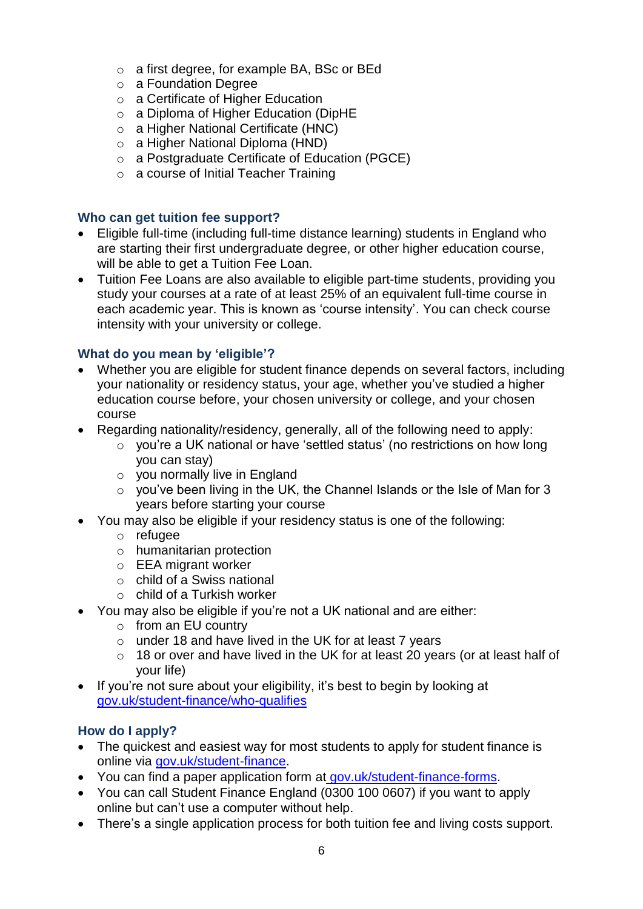- a first degree, for example BA, BSc or BEd
  - a Foundation Degree
  - a Certificate of Higher Education
  - a Diploma of Higher Education (DipHE
  - a Higher National Certificate (HNC)
  - a Higher National Diploma (HND)
  - a Postgraduate Certificate of Education (PGCE)
  - a course of Initial Teacher Training

### Who can get tuition fee support?

- Eligible full-time (including full-time distance learning) students in England who are starting their first undergraduate degree, or other higher education course, will be able to get a Tuition Fee Loan.
- Tuition Fee Loans are also available to eligible part-time students, providing you study your courses at a rate of at least 25% of an equivalent full-time course in each academic year. This is known as 'course intensity'. You can check course intensity with your university or college.

### What do you mean by 'eligible'?

- Whether you are eligible for student finance depends on several factors, including your nationality or residency status, your age, whether you've studied a higher education course before, your chosen university or college, and your chosen course
- Regarding nationality/residency, generally, all of the following need to apply:
  - you're a UK national or have 'settled status' (no restrictions on how long you can stay)
  - you normally live in England
  - you've been living in the UK, the Channel Islands or the Isle of Man for 3 years before starting your course
- You may also be eligible if your residency status is one of the following:
  - refugee
  - humanitarian protection
  - EEA migrant worker
  - child of a Swiss national
  - child of a Turkish worker
- You may also be eligible if you're not a UK national and are either:
  - from an EU country
  - under 18 and have lived in the UK for at least 7 years
  - 18 or over and have lived in the UK for at least 20 years (or at least half of your life)
- If you're not sure about your eligibility, it's best to begin by looking at gov.uk/student-finance/who-qualifies

### How do I apply?

- The quickest and easiest way for most students to apply for student finance is online via gov.uk/student-finance.
- You can find a paper application form at gov.uk/student-finance-forms.
- You can call Student Finance England (0300 100 0607) if you want to apply online but can't use a computer without help.
- There's a single application process for both tuition fee and living costs support.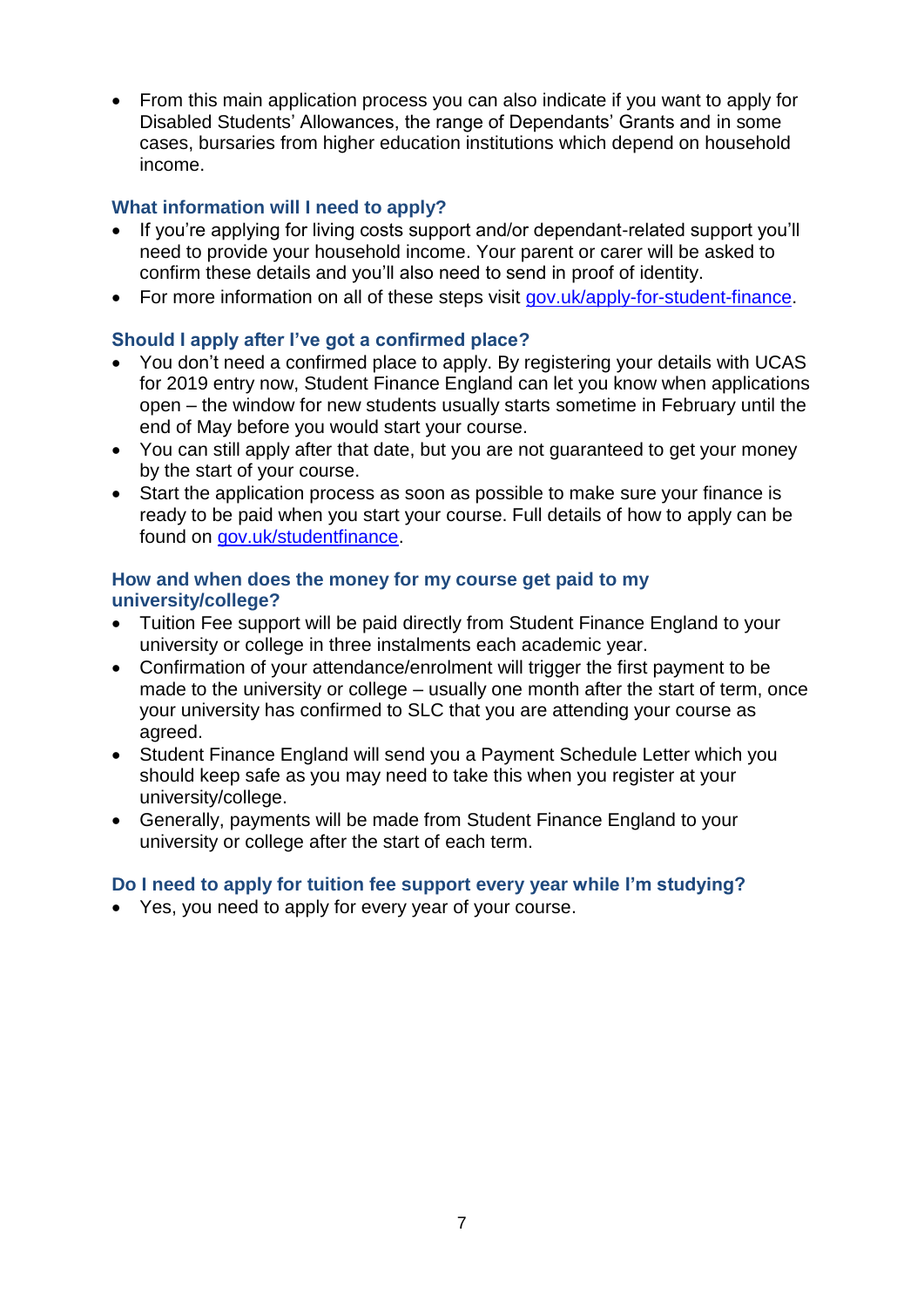- From this main application process you can also indicate if you want to apply for Disabled Students' Allowances, the range of Dependants' Grants and in some cases, bursaries from higher education institutions which depend on household income.

### What information will I need to apply?

- If you're applying for living costs support and/or dependant-related support you'll need to provide your household income. Your parent or carer will be asked to confirm these details and you'll also need to send in proof of identity.
- For more information on all of these steps visit [gov.uk/apply-for-student-finance](https://www.gov.uk/apply-for-student-finance).

### Should I apply after I've got a confirmed place?

- You don't need a confirmed place to apply. By registering your details with UCAS for 2019 entry now, Student Finance England can let you know when applications open – the window for new students usually starts sometime in February until the end of May before you would start your course.
- You can still apply after that date, but you are not guaranteed to get your money by the start of your course.
- Start the application process as soon as possible to make sure your finance is ready to be paid when you start your course. Full details of how to apply can be found on [gov.uk/studentfinance](https://www.gov.uk/studentfinance).

### How and when does the money for my course get paid to my university/college?

- Tuition Fee support will be paid directly from Student Finance England to your university or college in three instalments each academic year.
- Confirmation of your attendance/enrolment will trigger the first payment to be made to the university or college – usually one month after the start of term, once your university has confirmed to SLC that you are attending your course as agreed.
- Student Finance England will send you a Payment Schedule Letter which you should keep safe as you may need to take this when you register at your university/college.
- Generally, payments will be made from Student Finance England to your university or college after the start of each term.

### Do I need to apply for tuition fee support every year while I'm studying?

- Yes, you need to apply for every year of your course.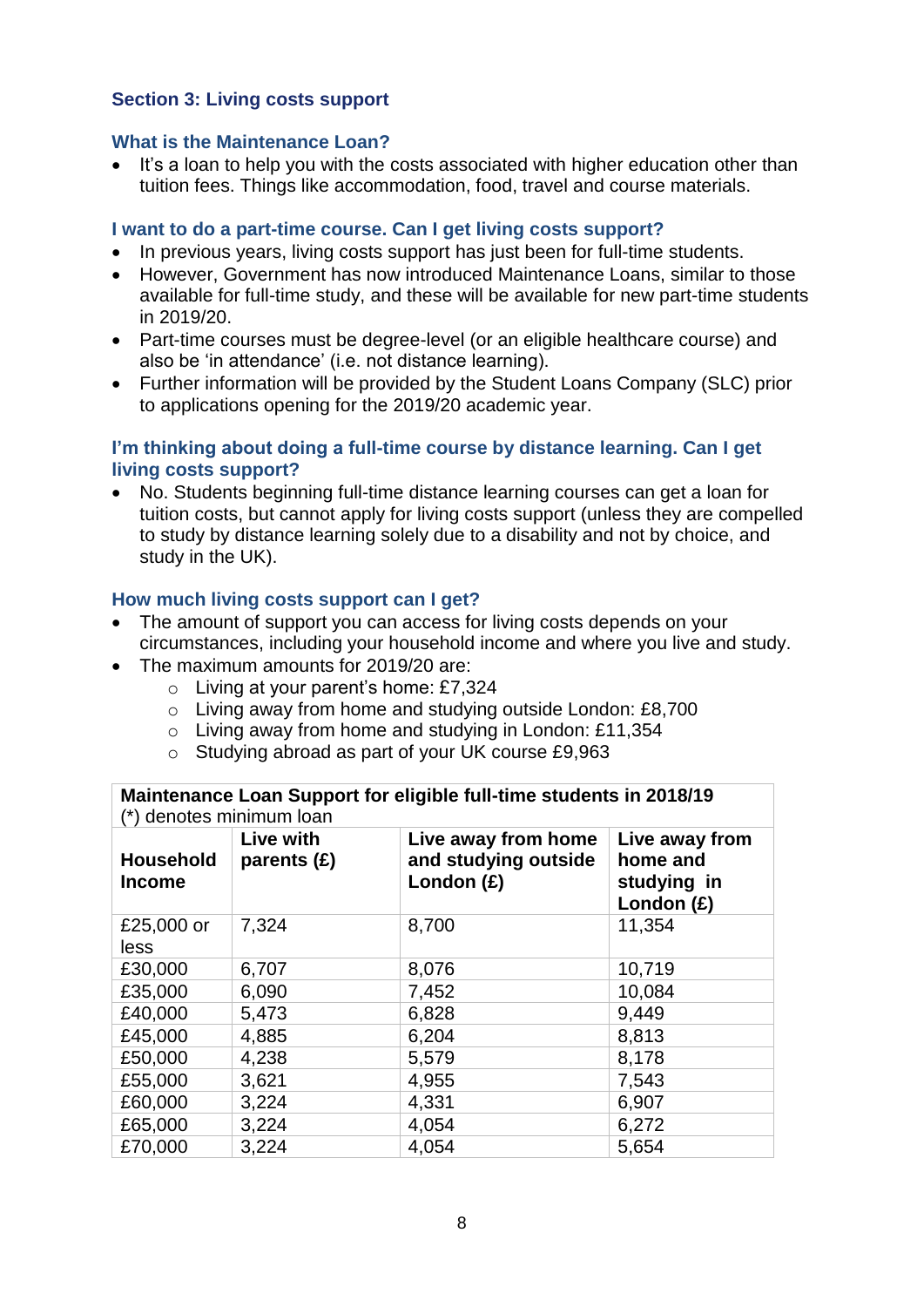## Section 3: Living costs support

### What is the Maintenance Loan?

- It's a loan to help you with the costs associated with higher education other than tuition fees. Things like accommodation, food, travel and course materials.

### I want to do a part-time course. Can I get living costs support?

- In previous years, living costs support has just been for full-time students.
- However, Government has now introduced Maintenance Loans, similar to those available for full-time study, and these will be available for new part-time students in 2019/20.
- Part-time courses must be degree-level (or an eligible healthcare course) and also be 'in attendance' (i.e. not distance learning).
- Further information will be provided by the Student Loans Company (SLC) prior to applications opening for the 2019/20 academic year.

### I'm thinking about doing a full-time course by distance learning. Can I get living costs support?

- No. Students beginning full-time distance learning courses can get a loan for tuition costs, but cannot apply for living costs support (unless they are compelled to study by distance learning solely due to a disability and not by choice, and study in the UK).

### How much living costs support can I get?

- The amount of support you can access for living costs depends on your circumstances, including your household income and where you live and study.
- The maximum amounts for 2019/20 are:
  - Living at your parent's home: £7,324
  - Living away from home and studying outside London: £8,700
  - Living away from home and studying in London: £11,354
  - Studying abroad as part of your UK course £9,963

**Maintenance Loan Support for eligible full-time students in 2018/19**
(*) denotes minimum loan

| Household Income | Live with parents (£) | Live away from home and studying outside London (£) | Live away from home and studying in London (£) |
|---|---|---|---|
| £25,000 or less | 7,324 | 8,700 | 11,354 |
| £30,000 | 6,707 | 8,076 | 10,719 |
| £35,000 | 6,090 | 7,452 | 10,084 |
| £40,000 | 5,473 | 6,828 | 9,449 |
| £45,000 | 4,885 | 6,204 | 8,813 |
| £50,000 | 4,238 | 5,579 | 8,178 |
| £55,000 | 3,621 | 4,955 | 7,543 |
| £60,000 | 3,224 | 4,331 | 6,907 |
| £65,000 | 3,224 | 4,054 | 6,272 |
| £70,000 | 3,224 | 4,054 | 5,654 |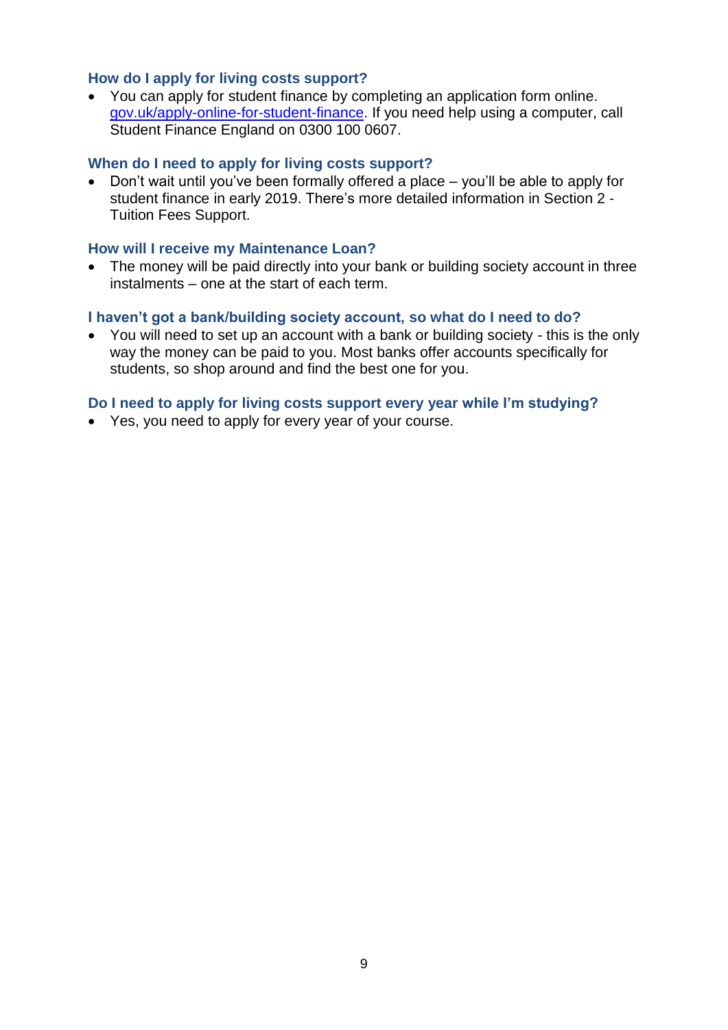### How do I apply for living costs support?

- You can apply for student finance by completing an application form online. [gov.uk/apply-online-for-student-finance](gov.uk/apply-online-for-student-finance). If you need help using a computer, call Student Finance England on 0300 100 0607.

### When do I need to apply for living costs support?

- Don't wait until you've been formally offered a place – you'll be able to apply for student finance in early 2019. There's more detailed information in Section 2 - Tuition Fees Support.

### How will I receive my Maintenance Loan?

- The money will be paid directly into your bank or building society account in three instalments – one at the start of each term.

### I haven't got a bank/building society account, so what do I need to do?

- You will need to set up an account with a bank or building society - this is the only way the money can be paid to you. Most banks offer accounts specifically for students, so shop around and find the best one for you.

### Do I need to apply for living costs support every year while I'm studying?

- Yes, you need to apply for every year of your course.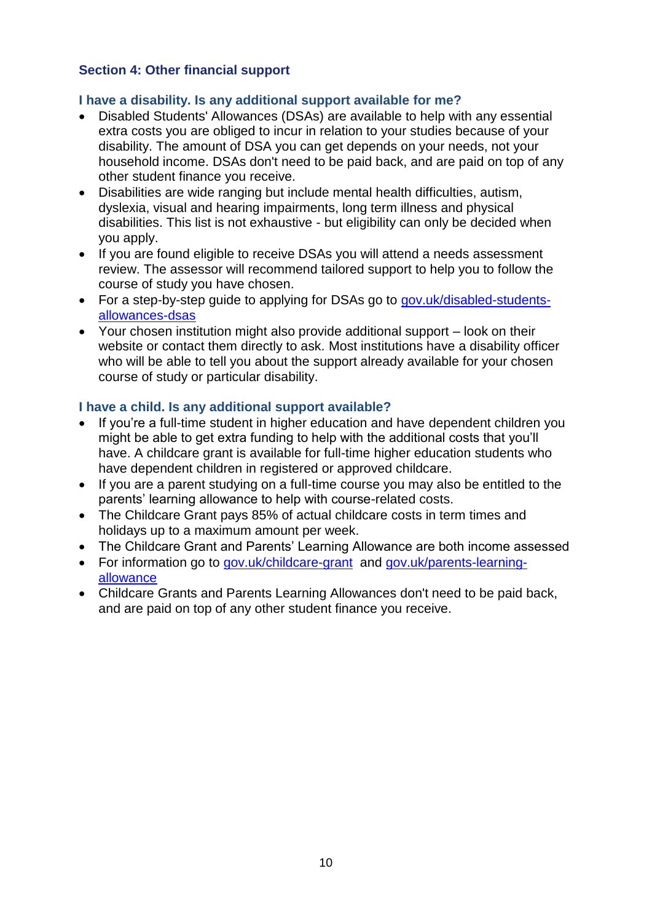## Section 4: Other financial support

### I have a disability. Is any additional support available for me?

- Disabled Students' Allowances (DSAs) are available to help with any essential extra costs you are obliged to incur in relation to your studies because of your disability. The amount of DSA you can get depends on your needs, not your household income. DSAs don't need to be paid back, and are paid on top of any other student finance you receive.
- Disabilities are wide ranging but include mental health difficulties, autism, dyslexia, visual and hearing impairments, long term illness and physical disabilities. This list is not exhaustive - but eligibility can only be decided when you apply.
- If you are found eligible to receive DSAs you will attend a needs assessment review. The assessor will recommend tailored support to help you to follow the course of study you have chosen.
- For a step-by-step guide to applying for DSAs go to [gov.uk/disabled-students-allowances-dsas](https://www.gov.uk/disabled-students-allowances-dsas)
- Your chosen institution might also provide additional support – look on their website or contact them directly to ask. Most institutions have a disability officer who will be able to tell you about the support already available for your chosen course of study or particular disability.

### I have a child. Is any additional support available?

- If you're a full-time student in higher education and have dependent children you might be able to get extra funding to help with the additional costs that you'll have. A childcare grant is available for full-time higher education students who have dependent children in registered or approved childcare.
- If you are a parent studying on a full-time course you may also be entitled to the parents' learning allowance to help with course-related costs.
- The Childcare Grant pays 85% of actual childcare costs in term times and holidays up to a maximum amount per week.
- The Childcare Grant and Parents' Learning Allowance are both income assessed
- For information go to [gov.uk/childcare-grant](https://www.gov.uk/childcare-grant) and [gov.uk/parents-learning-allowance](https://www.gov.uk/parents-learning-allowance)
- Childcare Grants and Parents Learning Allowances don't need to be paid back, and are paid on top of any other student finance you receive.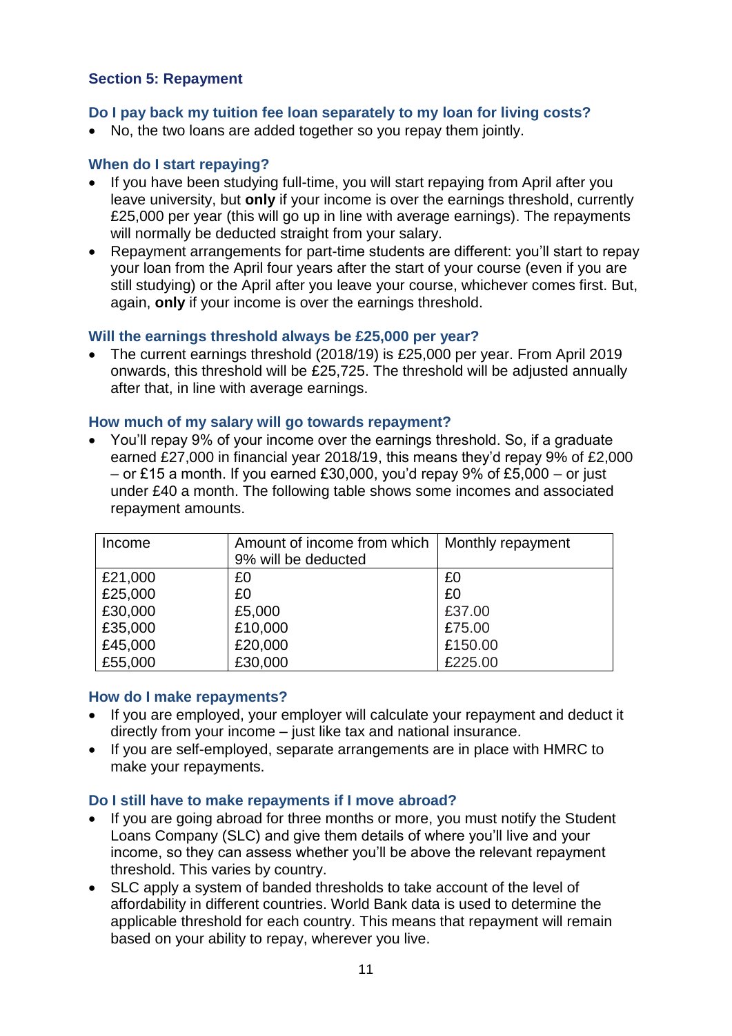## Section 5: Repayment

### Do I pay back my tuition fee loan separately to my loan for living costs?

- No, the two loans are added together so you repay them jointly.

### When do I start repaying?

- If you have been studying full-time, you will start repaying from April after you leave university, but **only** if your income is over the earnings threshold, currently £25,000 per year (this will go up in line with average earnings). The repayments will normally be deducted straight from your salary.
- Repayment arrangements for part-time students are different: you'll start to repay your loan from the April four years after the start of your course (even if you are still studying) or the April after you leave your course, whichever comes first. But, again, **only** if your income is over the earnings threshold.

### Will the earnings threshold always be £25,000 per year?

- The current earnings threshold (2018/19) is £25,000 per year. From April 2019 onwards, this threshold will be £25,725. The threshold will be adjusted annually after that, in line with average earnings.

### How much of my salary will go towards repayment?

- You'll repay 9% of your income over the earnings threshold. So, if a graduate earned £27,000 in financial year 2018/19, this means they'd repay 9% of £2,000 – or £15 a month. If you earned £30,000, you'd repay 9% of £5,000 – or just under £40 a month. The following table shows some incomes and associated repayment amounts.

| Income | Amount of income from which 9% will be deducted | Monthly repayment |
| --- | --- | --- |
| £21,000 | £0 | £0 |
| £25,000 | £0 | £0 |
| £30,000 | £5,000 | £37.00 |
| £35,000 | £10,000 | £75.00 |
| £45,000 | £20,000 | £150.00 |
| £55,000 | £30,000 | £225.00 |

### How do I make repayments?

- If you are employed, your employer will calculate your repayment and deduct it directly from your income – just like tax and national insurance.
- If you are self-employed, separate arrangements are in place with HMRC to make your repayments.

### Do I still have to make repayments if I move abroad?

- If you are going abroad for three months or more, you must notify the Student Loans Company (SLC) and give them details of where you'll live and your income, so they can assess whether you'll be above the relevant repayment threshold. This varies by country.
- SLC apply a system of banded thresholds to take account of the level of affordability in different countries. World Bank data is used to determine the applicable threshold for each country. This means that repayment will remain based on your ability to repay, wherever you live.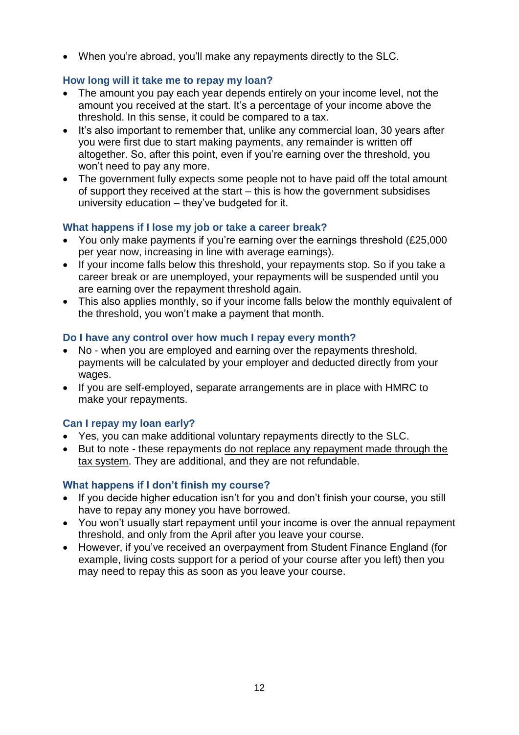- When you're abroad, you'll make any repayments directly to the SLC.

### How long will it take me to repay my loan?

- The amount you pay each year depends entirely on your income level, not the amount you received at the start. It's a percentage of your income above the threshold. In this sense, it could be compared to a tax.
- It's also important to remember that, unlike any commercial loan, 30 years after you were first due to start making payments, any remainder is written off altogether. So, after this point, even if you're earning over the threshold, you won't need to pay any more.
- The government fully expects some people not to have paid off the total amount of support they received at the start – this is how the government subsidises university education – they've budgeted for it.

### What happens if I lose my job or take a career break?

- You only make payments if you're earning over the earnings threshold (£25,000 per year now, increasing in line with average earnings).
- If your income falls below this threshold, your repayments stop. So if you take a career break or are unemployed, your repayments will be suspended until you are earning over the repayment threshold again.
- This also applies monthly, so if your income falls below the monthly equivalent of the threshold, you won't make a payment that month.

### Do I have any control over how much I repay every month?

- No - when you are employed and earning over the repayments threshold, payments will be calculated by your employer and deducted directly from your wages.
- If you are self-employed, separate arrangements are in place with HMRC to make your repayments.

### Can I repay my loan early?

- Yes, you can make additional voluntary repayments directly to the SLC.
- But to note - these repayments do not replace any repayment made through the tax system. They are additional, and they are not refundable.

### What happens if I don't finish my course?

- If you decide higher education isn't for you and don't finish your course, you still have to repay any money you have borrowed.
- You won't usually start repayment until your income is over the annual repayment threshold, and only from the April after you leave your course.
- However, if you've received an overpayment from Student Finance England (for example, living costs support for a period of your course after you left) then you may need to repay this as soon as you leave your course.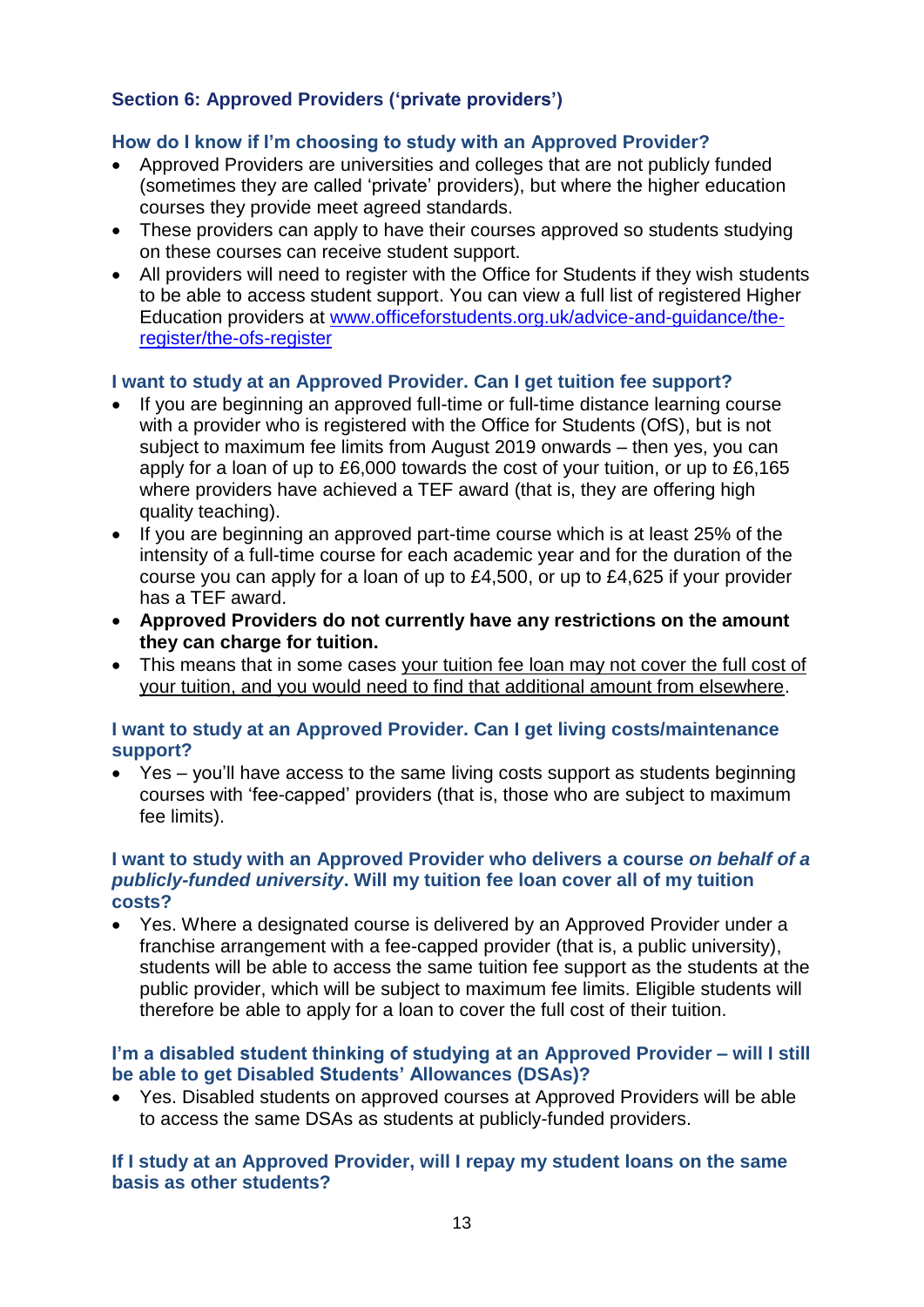## Section 6: Approved Providers ('private providers')

### How do I know if I'm choosing to study with an Approved Provider?

- Approved Providers are universities and colleges that are not publicly funded (sometimes they are called 'private' providers), but where the higher education courses they provide meet agreed standards.
- These providers can apply to have their courses approved so students studying on these courses can receive student support.
- All providers will need to register with the Office for Students if they wish students to be able to access student support. You can view a full list of registered Higher Education providers at [www.officeforstudents.org.uk/advice-and-guidance/the-register/the-ofs-register](www.officeforstudents.org.uk/advice-and-guidance/the-register/the-ofs-register)

### I want to study at an Approved Provider. Can I get tuition fee support?

- If you are beginning an approved full-time or full-time distance learning course with a provider who is registered with the Office for Students (OfS), but is not subject to maximum fee limits from August 2019 onwards – then yes, you can apply for a loan of up to £6,000 towards the cost of your tuition, or up to £6,165 where providers have achieved a TEF award (that is, they are offering high quality teaching).
- If you are beginning an approved part-time course which is at least 25% of the intensity of a full-time course for each academic year and for the duration of the course you can apply for a loan of up to £4,500, or up to £4,625 if your provider has a TEF award.
- **Approved Providers do not currently have any restrictions on the amount they can charge for tuition.**
- This means that in some cases <u>your tuition fee loan may not cover the full cost of your tuition, and you would need to find that additional amount from elsewhere</u>.

### I want to study at an Approved Provider. Can I get living costs/maintenance support?

- Yes – you'll have access to the same living costs support as students beginning courses with 'fee-capped' providers (that is, those who are subject to maximum fee limits).

### I want to study with an Approved Provider who delivers a course *on behalf of a publicly-funded university*. Will my tuition fee loan cover all of my tuition costs?

- Yes. Where a designated course is delivered by an Approved Provider under a franchise arrangement with a fee-capped provider (that is, a public university), students will be able to access the same tuition fee support as the students at the public provider, which will be subject to maximum fee limits. Eligible students will therefore be able to apply for a loan to cover the full cost of their tuition.

### I'm a disabled student thinking of studying at an Approved Provider – will I still be able to get Disabled Students' Allowances (DSAs)?

- Yes. Disabled students on approved courses at Approved Providers will be able to access the same DSAs as students at publicly-funded providers.

### If I study at an Approved Provider, will I repay my student loans on the same basis as other students?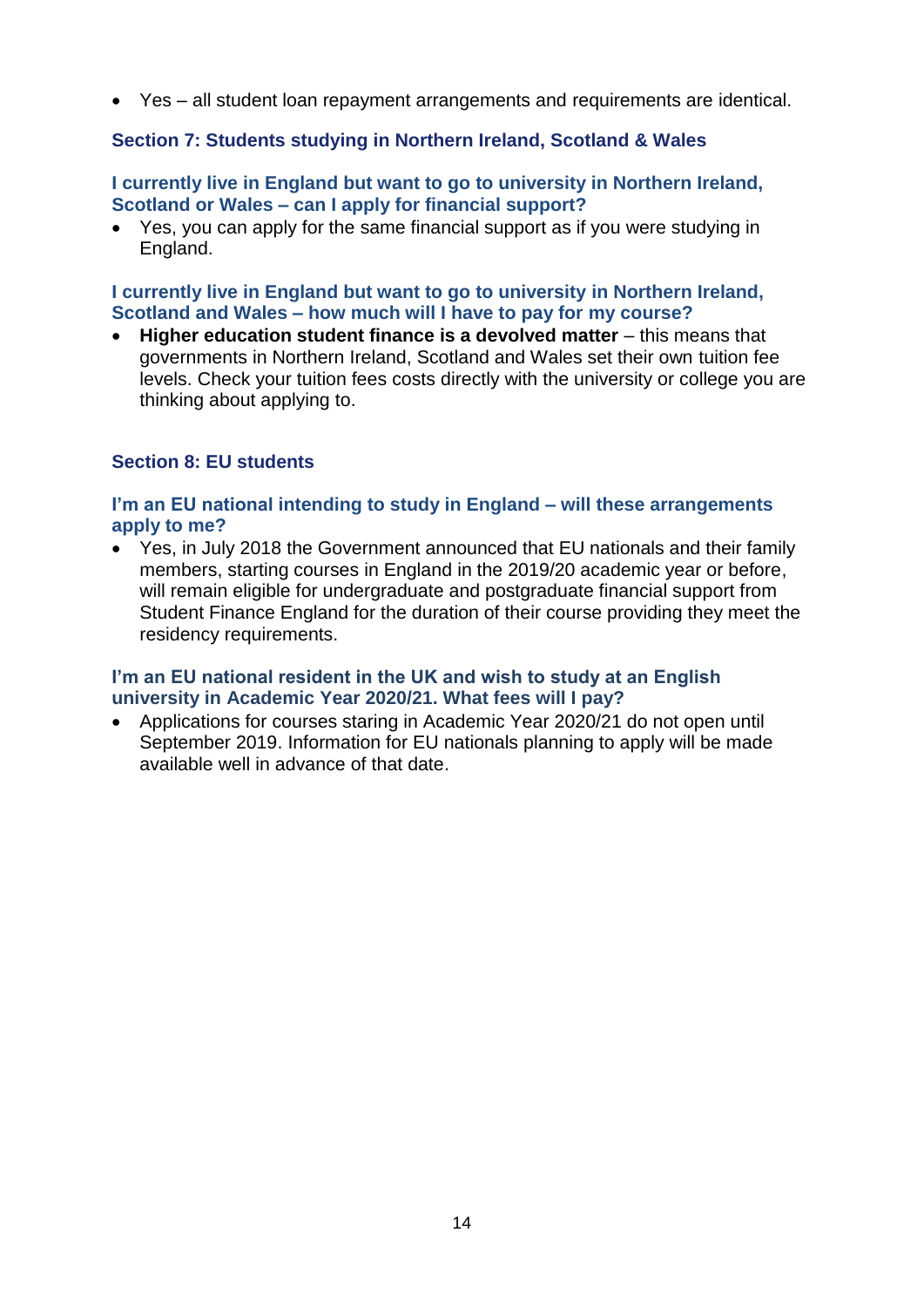- Yes – all student loan repayment arrangements and requirements are identical.

## Section 7: Students studying in Northern Ireland, Scotland & Wales

### I currently live in England but want to go to university in Northern Ireland, Scotland or Wales – can I apply for financial support?

- Yes, you can apply for the same financial support as if you were studying in England.

### I currently live in England but want to go to university in Northern Ireland, Scotland and Wales – how much will I have to pay for my course?

- **Higher education student finance is a devolved matter** – this means that governments in Northern Ireland, Scotland and Wales set their own tuition fee levels. Check your tuition fees costs directly with the university or college you are thinking about applying to.

## Section 8: EU students

### I'm an EU national intending to study in England – will these arrangements apply to me?

- Yes, in July 2018 the Government announced that EU nationals and their family members, starting courses in England in the 2019/20 academic year or before, will remain eligible for undergraduate and postgraduate financial support from Student Finance England for the duration of their course providing they meet the residency requirements.

### I'm an EU national resident in the UK and wish to study at an English university in Academic Year 2020/21. What fees will I pay?

- Applications for courses staring in Academic Year 2020/21 do not open until September 2019. Information for EU nationals planning to apply will be made available well in advance of that date.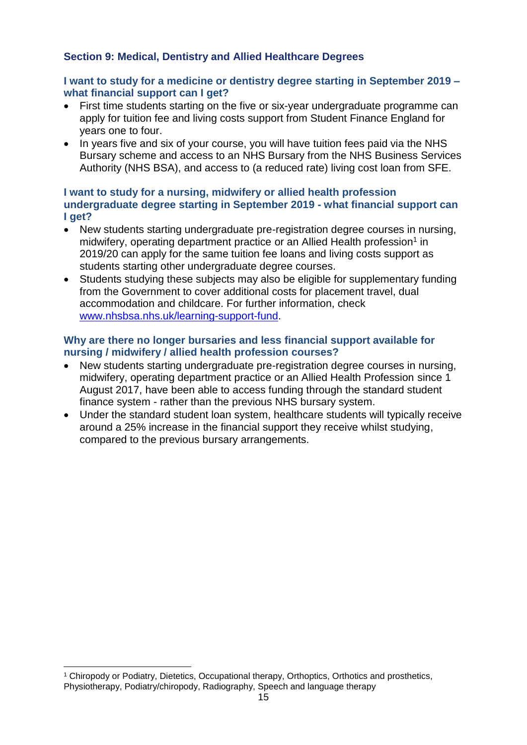## Section 9: Medical, Dentistry and Allied Healthcare Degrees

### I want to study for a medicine or dentistry degree starting in September 2019 – what financial support can I get?

- First time students starting on the five or six-year undergraduate programme can apply for tuition fee and living costs support from Student Finance England for years one to four.
- In years five and six of your course, you will have tuition fees paid via the NHS Bursary scheme and access to an NHS Bursary from the NHS Business Services Authority (NHS BSA), and access to (a reduced rate) living cost loan from SFE.

### I want to study for a nursing, midwifery or allied health profession undergraduate degree starting in September 2019 - what financial support can I get?

- New students starting undergraduate pre-registration degree courses in nursing, midwifery, operating department practice or an Allied Health profession[1] in 2019/20 can apply for the same tuition fee loans and living costs support as students starting other undergraduate degree courses.
- Students studying these subjects may also be eligible for supplementary funding from the Government to cover additional costs for placement travel, dual accommodation and childcare. For further information, check www.nhsbsa.nhs.uk/learning-support-fund.

### Why are there no longer bursaries and less financial support available for nursing / midwifery / allied health profession courses?

- New students starting undergraduate pre-registration degree courses in nursing, midwifery, operating department practice or an Allied Health Profession since 1 August 2017, have been able to access funding through the standard student finance system - rather than the previous NHS bursary system.
- Under the standard student loan system, healthcare students will typically receive around a 25% increase in the financial support they receive whilst studying, compared to the previous bursary arrangements.

---

[1] Chiropody or Podiatry, Dietetics, Occupational therapy, Orthoptics, Orthotics and prosthetics, Physiotherapy, Podiatry/chiropody, Radiography, Speech and language therapy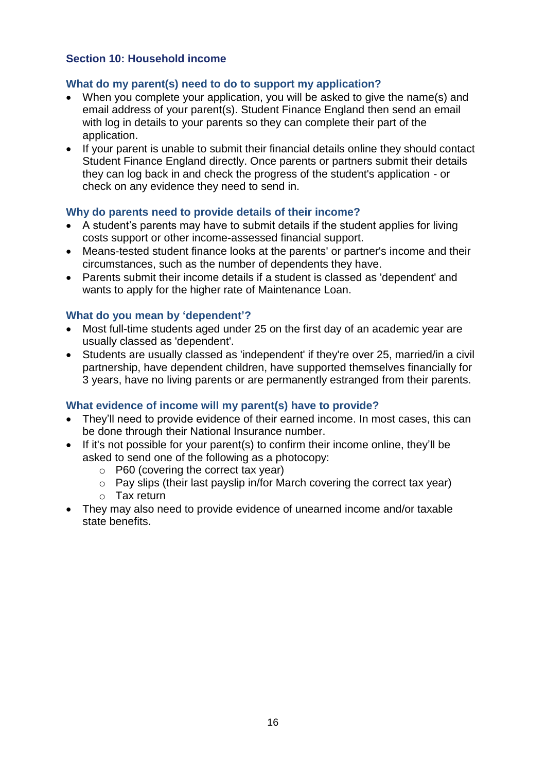## Section 10: Household income

### What do my parent(s) need to do to support my application?

- When you complete your application, you will be asked to give the name(s) and email address of your parent(s). Student Finance England then send an email with log in details to your parents so they can complete their part of the application.
- If your parent is unable to submit their financial details online they should contact Student Finance England directly. Once parents or partners submit their details they can log back in and check the progress of the student's application - or check on any evidence they need to send in.

### Why do parents need to provide details of their income?

- A student's parents may have to submit details if the student applies for living costs support or other income-assessed financial support.
- Means-tested student finance looks at the parents' or partner's income and their circumstances, such as the number of dependents they have.
- Parents submit their income details if a student is classed as 'dependent' and wants to apply for the higher rate of Maintenance Loan.

### What do you mean by 'dependent'?

- Most full-time students aged under 25 on the first day of an academic year are usually classed as 'dependent'.
- Students are usually classed as 'independent' if they're over 25, married/in a civil partnership, have dependent children, have supported themselves financially for 3 years, have no living parents or are permanently estranged from their parents.

### What evidence of income will my parent(s) have to provide?

- They'll need to provide evidence of their earned income. In most cases, this can be done through their National Insurance number.
- If it's not possible for your parent(s) to confirm their income online, they'll be asked to send one of the following as a photocopy:
  - P60 (covering the correct tax year)
  - Pay slips (their last payslip in/for March covering the correct tax year)
  - Tax return
- They may also need to provide evidence of unearned income and/or taxable state benefits.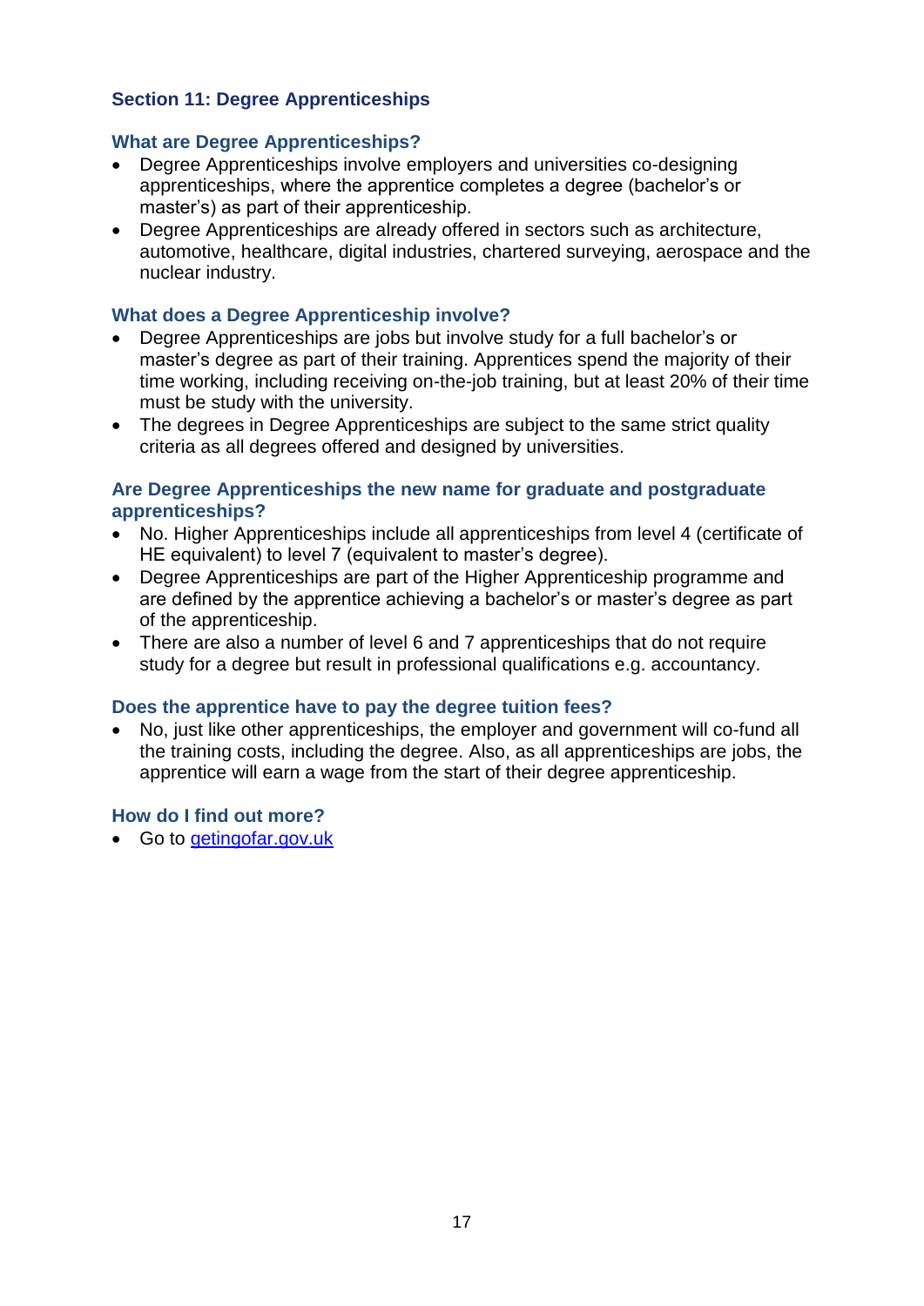## Section 11: Degree Apprenticeships

### What are Degree Apprenticeships?

- Degree Apprenticeships involve employers and universities co-designing apprenticeships, where the apprentice completes a degree (bachelor's or master's) as part of their apprenticeship.
- Degree Apprenticeships are already offered in sectors such as architecture, automotive, healthcare, digital industries, chartered surveying, aerospace and the nuclear industry.

### What does a Degree Apprenticeship involve?

- Degree Apprenticeships are jobs but involve study for a full bachelor's or master's degree as part of their training. Apprentices spend the majority of their time working, including receiving on-the-job training, but at least 20% of their time must be study with the university.
- The degrees in Degree Apprenticeships are subject to the same strict quality criteria as all degrees offered and designed by universities.

### Are Degree Apprenticeships the new name for graduate and postgraduate apprenticeships?

- No. Higher Apprenticeships include all apprenticeships from level 4 (certificate of HE equivalent) to level 7 (equivalent to master's degree).
- Degree Apprenticeships are part of the Higher Apprenticeship programme and are defined by the apprentice achieving a bachelor's or master's degree as part of the apprenticeship.
- There are also a number of level 6 and 7 apprenticeships that do not require study for a degree but result in professional qualifications e.g. accountancy.

### Does the apprentice have to pay the degree tuition fees?

- No, just like other apprenticeships, the employer and government will co-fund all the training costs, including the degree. Also, as all apprenticeships are jobs, the apprentice will earn a wage from the start of their degree apprenticeship.

### How do I find out more?

- Go to [getingofar.gov.uk](getingofar.gov.uk)